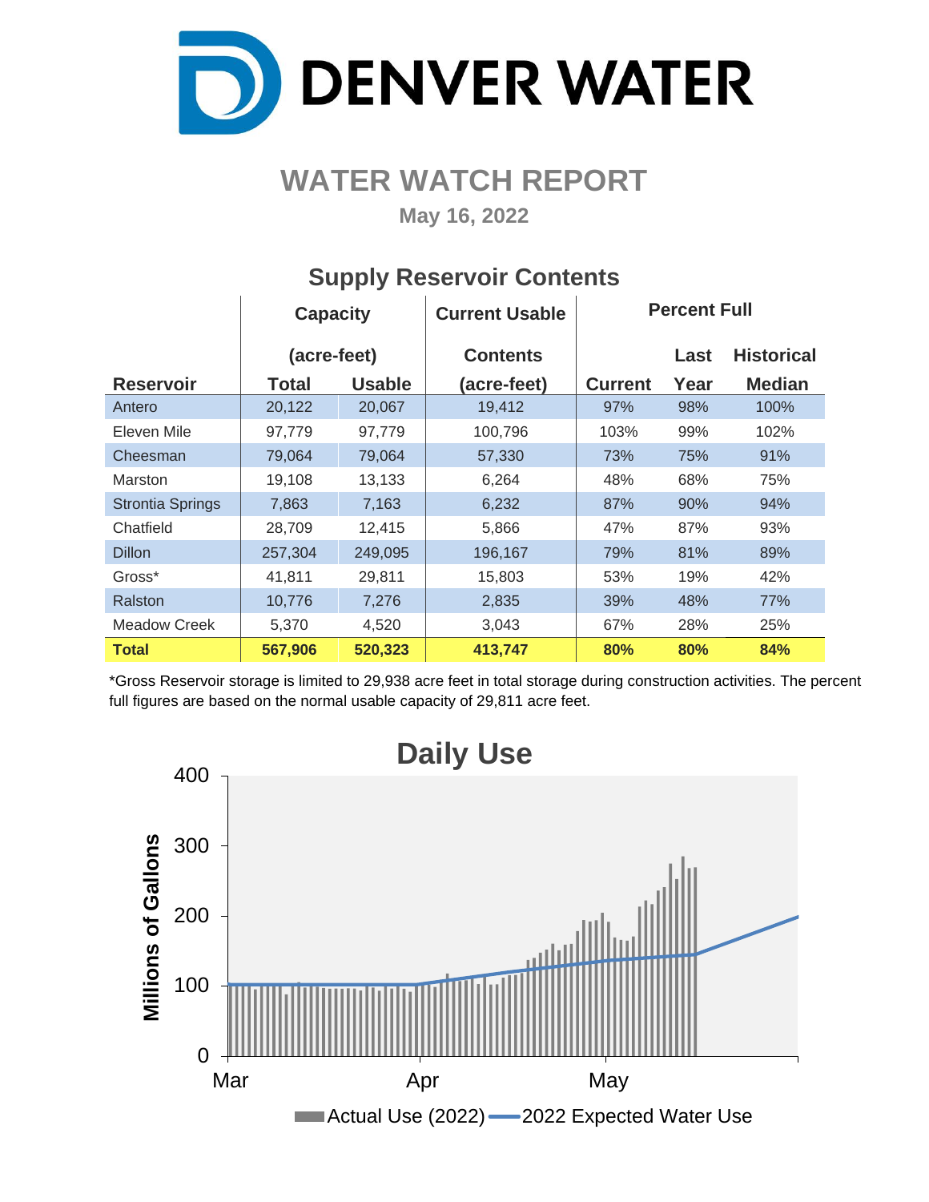# DENVER WATER

## WATER WATCH REPORT

**May 16, 2022**

### Supply Reservoir Contents

| Reservoir | Capacity (acre-feet) Total | Capacity (acre-feet) Usable | Current Usable Contents (acre-feet) | Percent Full Current | Percent Full Last Year | Percent Full Historical Median |
|---|---|---|---|---|---|---|
| Antero | 20,122 | 20,067 | 19,412 | 97% | 98% | 100% |
| Eleven Mile | 97,779 | 97,779 | 100,796 | 103% | 99% | 102% |
| Cheesman | 79,064 | 79,064 | 57,330 | 73% | 75% | 91% |
| Marston | 19,108 | 13,133 | 6,264 | 48% | 68% | 75% |
| Strontia Springs | 7,863 | 7,163 | 6,232 | 87% | 90% | 94% |
| Chatfield | 28,709 | 12,415 | 5,866 | 47% | 87% | 93% |
| Dillon | 257,304 | 249,095 | 196,167 | 79% | 81% | 89% |
| Gross* | 41,811 | 29,811 | 15,803 | 53% | 19% | 42% |
| Ralston | 10,776 | 7,276 | 2,835 | 39% | 48% | 77% |
| Meadow Creek | 5,370 | 4,520 | 3,043 | 67% | 28% | 25% |
| **Total** | **567,906** | **520,323** | **413,747** | **80%** | **80%** | **84%** |

*Gross Reservoir storage is limited to 29,938 acre feet in total storage during construction activities. The percent full figures are based on the normal usable capacity of 29,811 acre feet.

### Daily Use

Millions of Gallons (0–400), Mar – May

Actual Use (2022) — 2022 Expected Water Use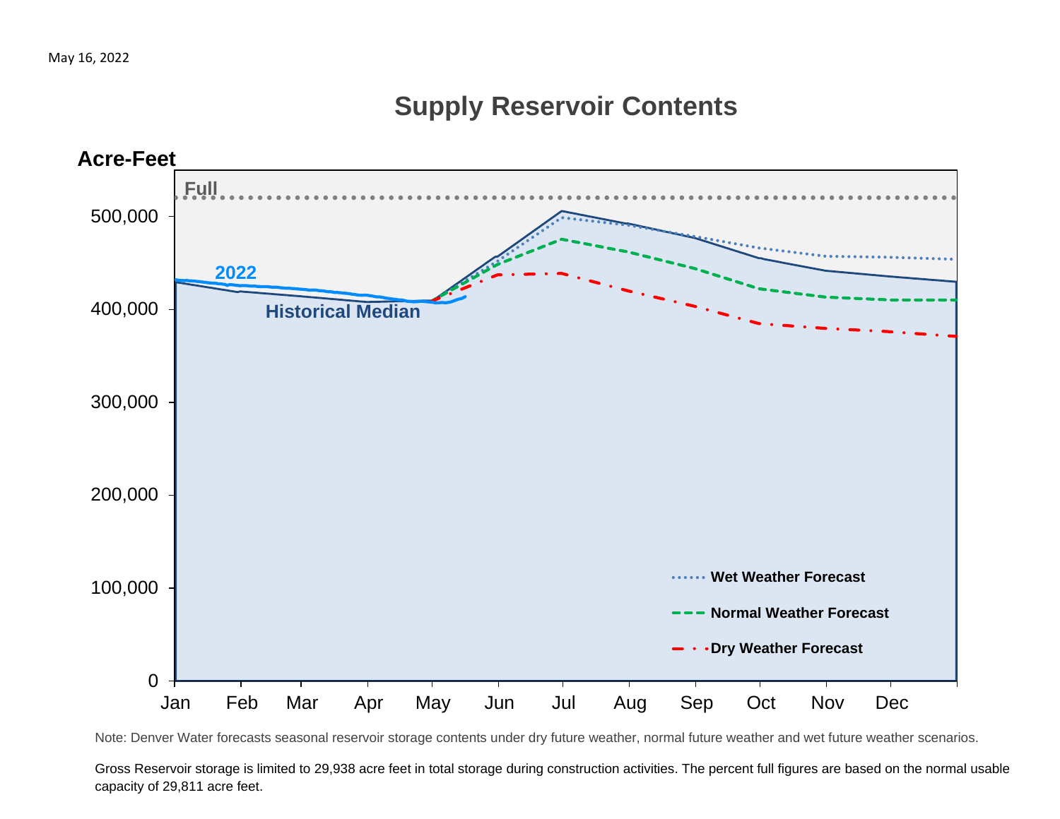May 16, 2022

# Supply Reservoir Contents

Acre-Feet

Full

2022

Historical Median

Wet Weather Forecast

Normal Weather Forecast

Dry Weather Forecast

Note: Denver Water forecasts seasonal reservoir storage contents under dry future weather, normal future weather and wet future weather scenarios.

Gross Reservoir storage is limited to 29,938 acre feet in total storage during construction activities. The percent full figures are based on the normal usable capacity of 29,811 acre feet.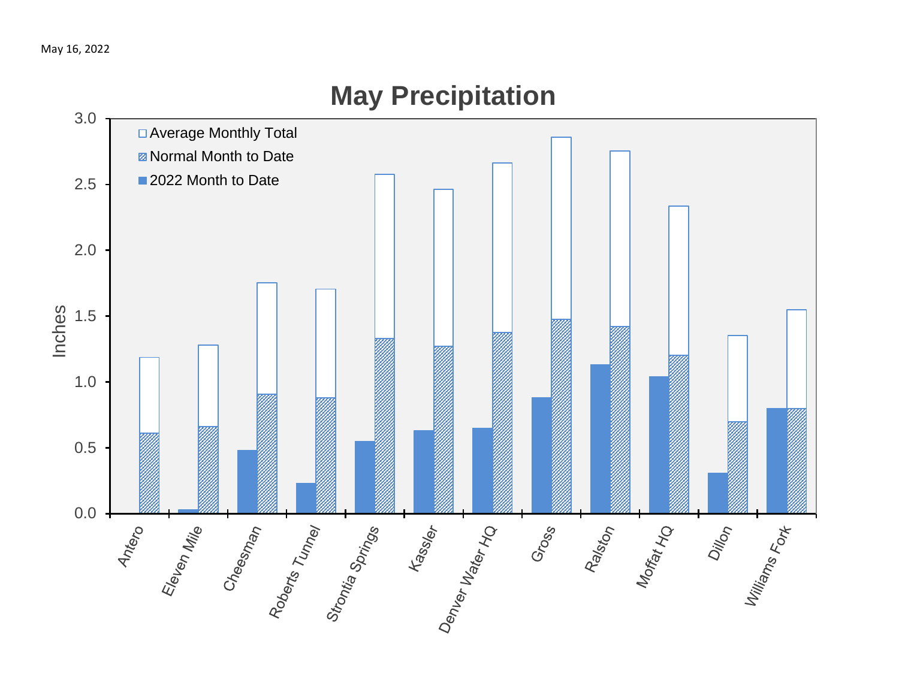May 16, 2022

## May Precipitation

Legend: Average Monthly Total; Normal Month to Date; 2022 Month to Date

Y-axis: Inches (0.0 – 3.0)

Stations: Antero, Eleven Mile, Cheesman, Roberts Tunnel, Strontia Springs, Kassler, Denver Water HQ, Gross, Ralston, Moffat HQ, Dillon, Williams Fork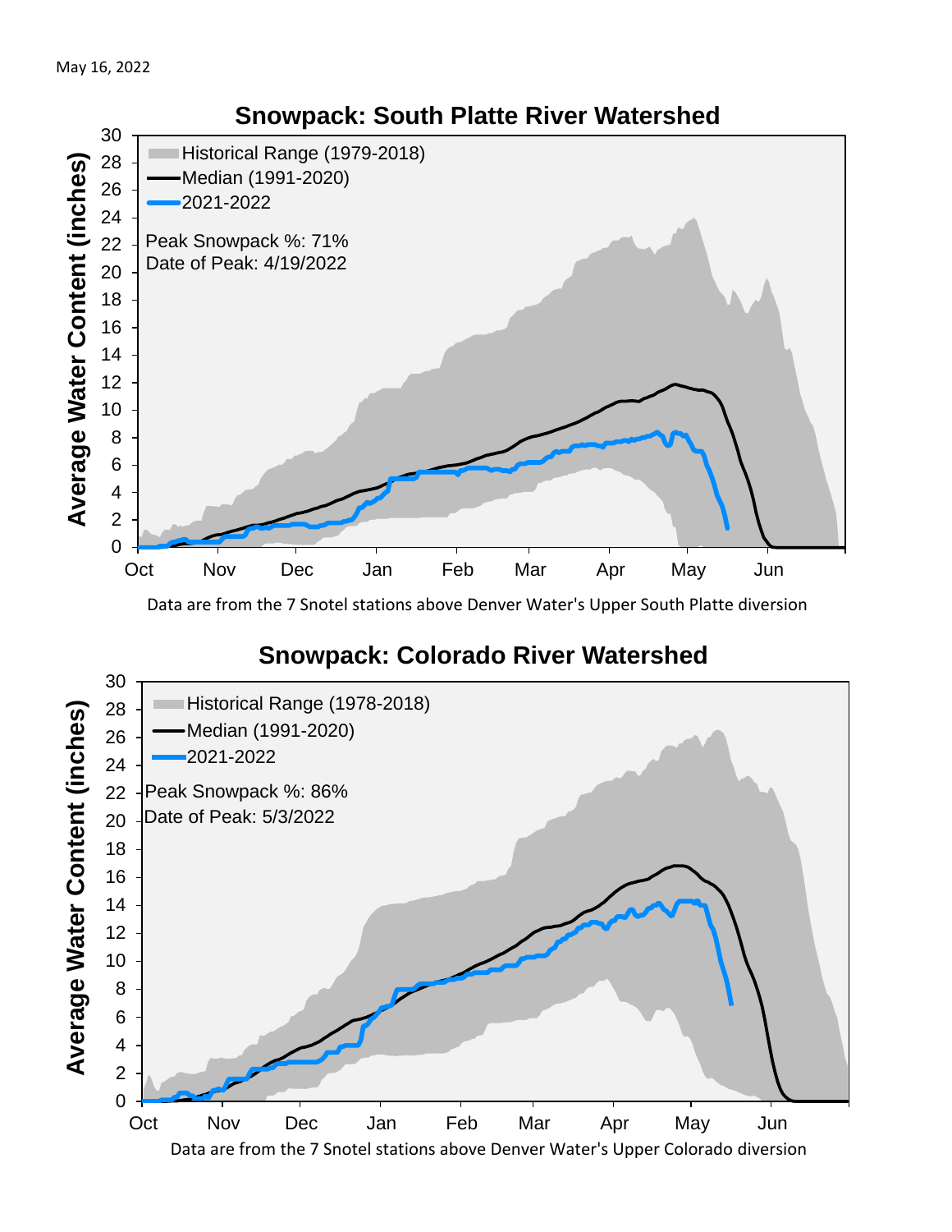May 16, 2022

## Snowpack: South Platte River Watershed

Historical Range (1979-2018)
Median (1991-2020)
2021-2022

Peak Snowpack %: 71%
Date of Peak: 4/19/2022

Average Water Content (inches)

Oct Nov Dec Jan Feb Mar Apr May Jun

Data are from the 7 Snotel stations above Denver Water's Upper South Platte diversion

## Snowpack: Colorado River Watershed

Historical Range (1978-2018)
Median (1991-2020)
2021-2022

Peak Snowpack %: 86%
Date of Peak: 5/3/2022

Average Water Content (inches)

Oct Nov Dec Jan Feb Mar Apr May Jun

Data are from the 7 Snotel stations above Denver Water's Upper Colorado diversion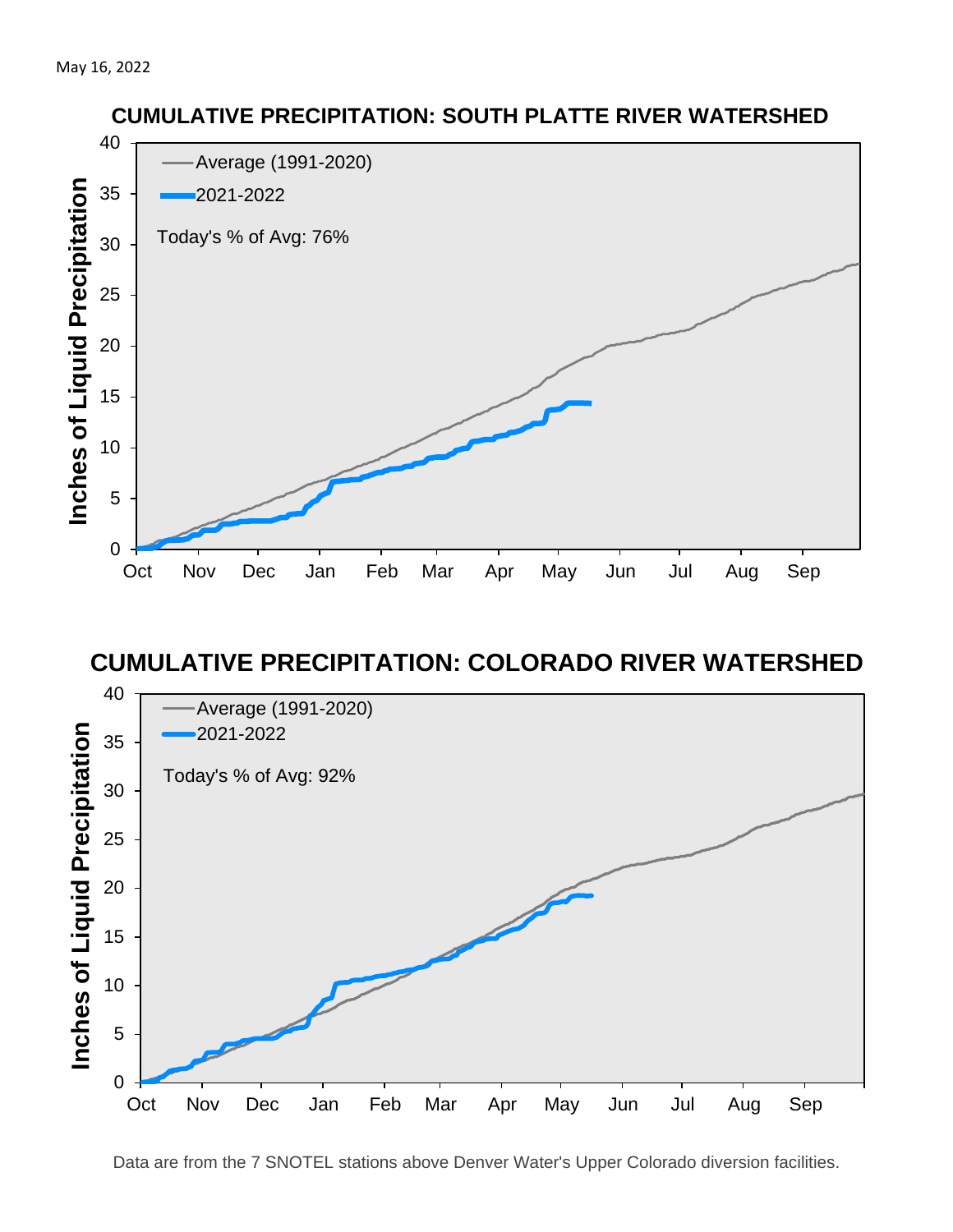May 16, 2022

## CUMULATIVE PRECIPITATION: SOUTH PLATTE RIVER WATERSHED

Average (1991-2020)

2021-2022

Today's % of Avg: 76%

Inches of Liquid Precipitation

0, 5, 10, 15, 20, 25, 30, 35, 40

Oct, Nov, Dec, Jan, Feb, Mar, Apr, May, Jun, Jul, Aug, Sep

## CUMULATIVE PRECIPITATION: COLORADO RIVER WATERSHED

Average (1991-2020)

2021-2022

Today's % of Avg: 92%

Inches of Liquid Precipitation

0, 5, 10, 15, 20, 25, 30, 35, 40

Oct, Nov, Dec, Jan, Feb, Mar, Apr, May, Jun, Jul, Aug, Sep

Data are from the 7 SNOTEL stations above Denver Water's Upper Colorado diversion facilities.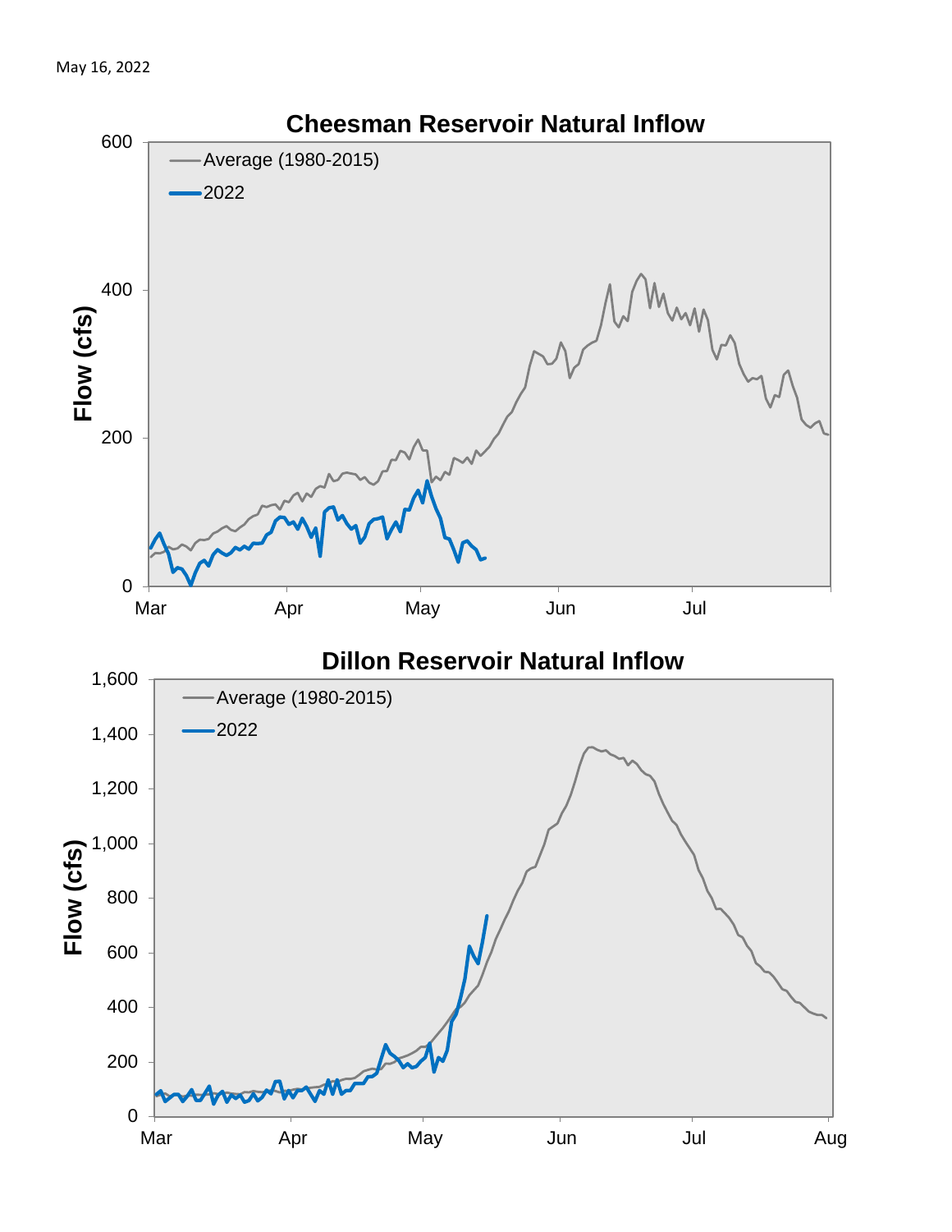May 16, 2022

## Cheesman Reservoir Natural Inflow

Flow (cfs)

- Average (1980-2015)
- 2022

0, 200, 400, 600

Mar, Apr, May, Jun, Jul

## Dillon Reservoir Natural Inflow

Flow (cfs)

- Average (1980-2015)
- 2022

0, 200, 400, 600, 800, 1,000, 1,200, 1,400, 1,600

Mar, Apr, May, Jun, Jul, Aug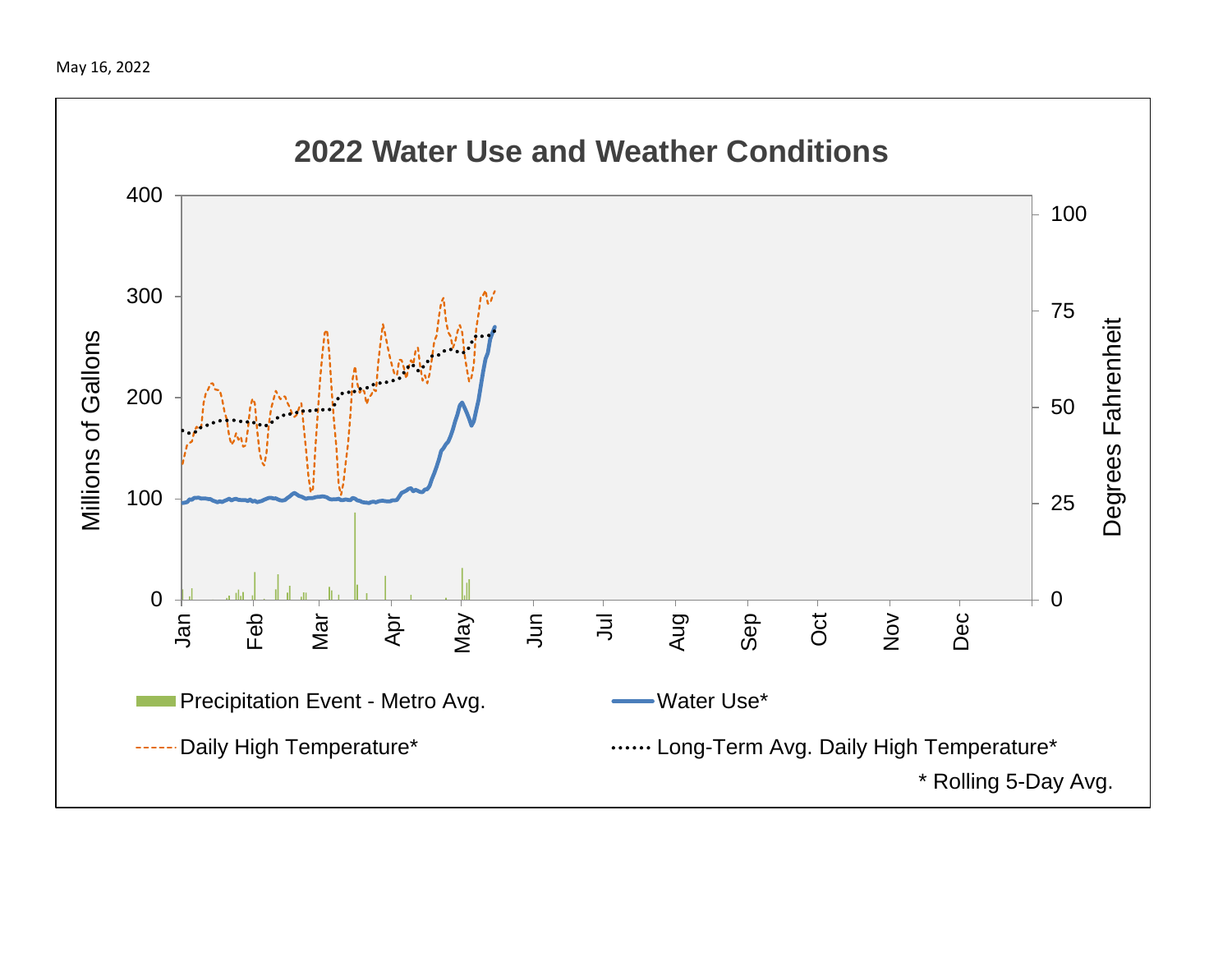May 16, 2022

## 2022 Water Use and Weather Conditions

Millions of Gallons: 0, 100, 200, 300, 400

Degrees Fahrenheit: 0, 25, 50, 75, 100

Jan, Feb, Mar, Apr, May, Jun, Jul, Aug, Sep, Oct, Nov, Dec

Precipitation Event - Metro Avg.

Water Use*

Daily High Temperature*

Long-Term Avg. Daily High Temperature*

* Rolling 5-Day Avg.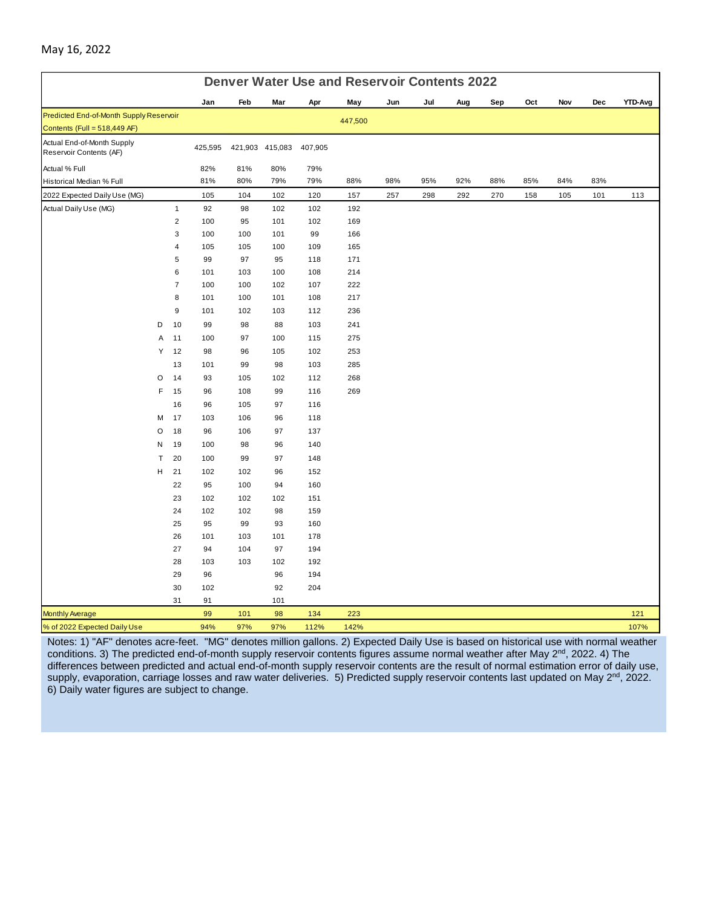May 16, 2022

## Denver Water Use and Reservoir Contents 2022

| | | Jan | Feb | Mar | Apr | May | Jun | Jul | Aug | Sep | Oct | Nov | Dec | YTD-Avg |
|---|---|---|---|---|---|---|---|---|---|---|---|---|---|---|
| Predicted End-of-Month Supply Reservoir Contents (Full = 518,449 AF) | | | | | | 447,500 | | | | | | | | |
| Actual End-of-Month Supply Reservoir Contents (AF) | | 425,595 | 421,903 | 415,083 | 407,905 | | | | | | | | | |
| Actual % Full | | 82% | 81% | 80% | 79% | | | | | | | | | |
| Historical Median % Full | | 81% | 80% | 79% | 79% | 88% | 98% | 95% | 92% | 88% | 85% | 84% | 83% | |
| 2022 Expected Daily Use (MG) | | 105 | 104 | 102 | 120 | 157 | 257 | 298 | 292 | 270 | 158 | 105 | 101 | 113 |
| Actual Daily Use (MG) | 1 | 92 | 98 | 102 | 102 | 192 | | | | | | | | |
| | 2 | 100 | 95 | 101 | 102 | 169 | | | | | | | | |
| | 3 | 100 | 100 | 101 | 99 | 166 | | | | | | | | |
| | 4 | 105 | 105 | 100 | 109 | 165 | | | | | | | | |
| | 5 | 99 | 97 | 95 | 118 | 171 | | | | | | | | |
| | 6 | 101 | 103 | 100 | 108 | 214 | | | | | | | | |
| | 7 | 100 | 100 | 102 | 107 | 222 | | | | | | | | |
| | 8 | 101 | 100 | 101 | 108 | 217 | | | | | | | | |
| | 9 | 101 | 102 | 103 | 112 | 236 | | | | | | | | |
| D | 10 | 99 | 98 | 88 | 103 | 241 | | | | | | | | |
| A | 11 | 100 | 97 | 100 | 115 | 275 | | | | | | | | |
| Y | 12 | 98 | 96 | 105 | 102 | 253 | | | | | | | | |
| | 13 | 101 | 99 | 98 | 103 | 285 | | | | | | | | |
| O | 14 | 93 | 105 | 102 | 112 | 268 | | | | | | | | |
| F | 15 | 96 | 108 | 99 | 116 | 269 | | | | | | | | |
| | 16 | 96 | 105 | 97 | 116 | | | | | | | | | |
| M | 17 | 103 | 106 | 96 | 118 | | | | | | | | | |
| O | 18 | 96 | 106 | 97 | 137 | | | | | | | | | |
| N | 19 | 100 | 98 | 96 | 140 | | | | | | | | | |
| T | 20 | 100 | 99 | 97 | 148 | | | | | | | | | |
| H | 21 | 102 | 102 | 96 | 152 | | | | | | | | | |
| | 22 | 95 | 100 | 94 | 160 | | | | | | | | | |
| | 23 | 102 | 102 | 102 | 151 | | | | | | | | | |
| | 24 | 102 | 102 | 98 | 159 | | | | | | | | | |
| | 25 | 95 | 99 | 93 | 160 | | | | | | | | | |
| | 26 | 101 | 103 | 101 | 178 | | | | | | | | | |
| | 27 | 94 | 104 | 97 | 194 | | | | | | | | | |
| | 28 | 103 | 103 | 102 | 192 | | | | | | | | | |
| | 29 | 96 | | 96 | 194 | | | | | | | | | |
| | 30 | 102 | | 92 | 204 | | | | | | | | | |
| | 31 | 91 | | 101 | | | | | | | | | | |
| Monthly Average | | 99 | 101 | 98 | 134 | 223 | | | | | | | | 121 |
| % of 2022 Expected Daily Use | | 94% | 97% | 97% | 112% | 142% | | | | | | | | 107% |

Notes: 1) "AF" denotes acre-feet. "MG" denotes million gallons. 2) Expected Daily Use is based on historical use with normal weather conditions. 3) The predicted end-of-month supply reservoir contents figures assume normal weather after May 2nd, 2022. 4) The differences between predicted and actual end-of-month supply reservoir contents are the result of normal estimation error of daily use, supply, evaporation, carriage losses and raw water deliveries. 5) Predicted supply reservoir contents last updated on May 2nd, 2022. 6) Daily water figures are subject to change.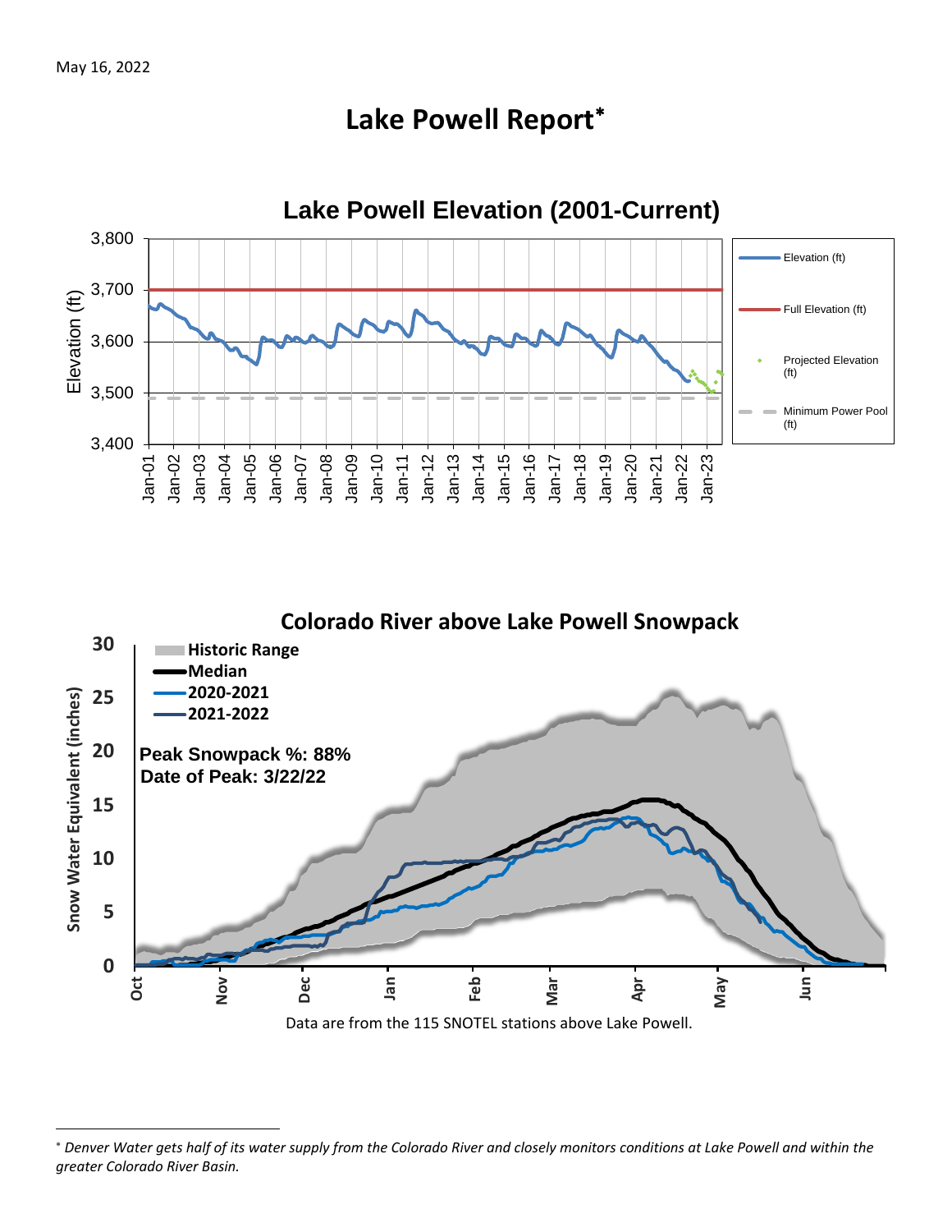May 16, 2022

# Lake Powell Report*

## Lake Powell Elevation (2001-Current)

Elevation (ft)

3,800
3,700
3,600
3,500
3,400

Jan-01 Jan-02 Jan-03 Jan-04 Jan-05 Jan-06 Jan-07 Jan-08 Jan-09 Jan-10 Jan-11 Jan-12 Jan-13 Jan-14 Jan-15 Jan-16 Jan-17 Jan-18 Jan-19 Jan-20 Jan-21 Jan-22 Jan-23

Elevation (ft)
Full Elevation (ft)
Projected Elevation (ft)
Minimum Power Pool (ft)

## Colorado River above Lake Powell Snowpack

Historic Range
Median
2020-2021
2021-2022

**Peak Snowpack %: 88%**
**Date of Peak: 3/22/22**

Snow Water Equivalent (inches)

30
25
20
15
10
5
0

Oct Nov Dec Jan Feb Mar Apr May Jun

Data are from the 115 SNOTEL stations above Lake Powell.

---

\* *Denver Water gets half of its water supply from the Colorado River and closely monitors conditions at Lake Powell and within the greater Colorado River Basin.*